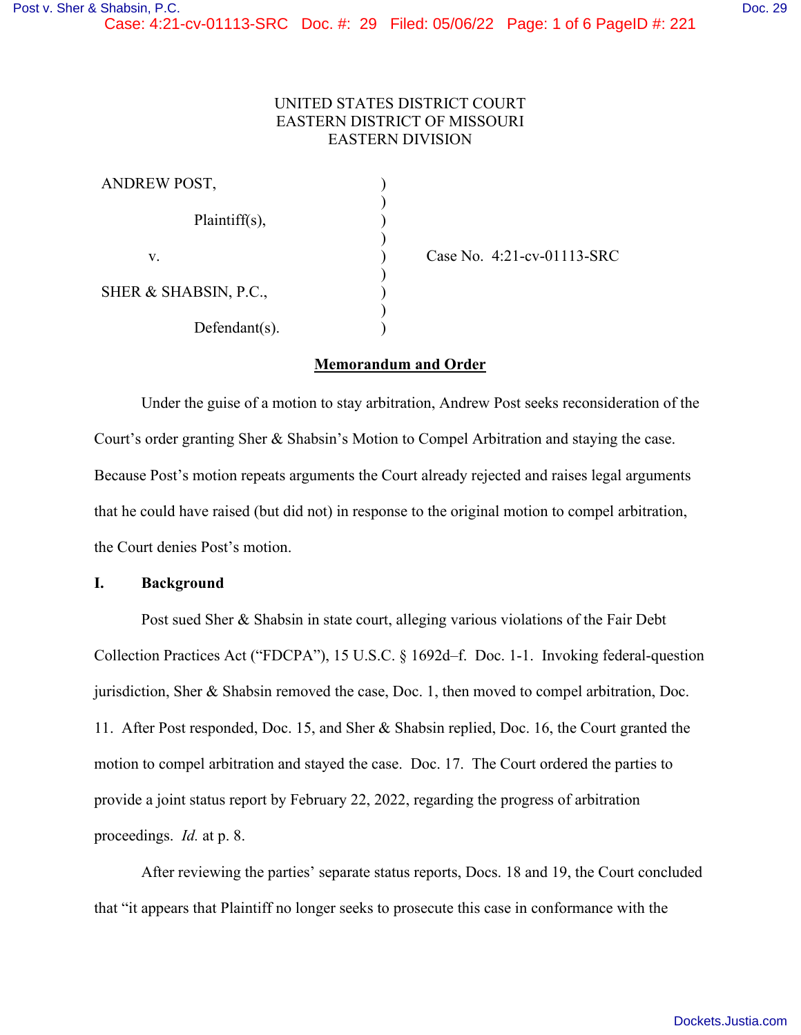UNITED STATES DISTRICT COURT
EASTERN DISTRICT OF MISSOURI
EASTERN DIVISION

| | | |
|---|---|---|
| ANDREW POST, | ) | |
| Plaintiff(s), | ) | |
| v. | ) | Case No. 4:21-cv-01113-SRC |
| SHER & SHABSIN, P.C., | ) | |
| Defendant(s). | ) | |

## Memorandum and Order

Under the guise of a motion to stay arbitration, Andrew Post seeks reconsideration of the Court's order granting Sher & Shabsin's Motion to Compel Arbitration and staying the case. Because Post's motion repeats arguments the Court already rejected and raises legal arguments that he could have raised (but did not) in response to the original motion to compel arbitration, the Court denies Post's motion.

### I. Background

Post sued Sher & Shabsin in state court, alleging various violations of the Fair Debt Collection Practices Act ("FDCPA"), 15 U.S.C. § 1692d–f. Doc. 1-1. Invoking federal-question jurisdiction, Sher & Shabsin removed the case, Doc. 1, then moved to compel arbitration, Doc. 11. After Post responded, Doc. 15, and Sher & Shabsin replied, Doc. 16, the Court granted the motion to compel arbitration and stayed the case. Doc. 17. The Court ordered the parties to provide a joint status report by February 22, 2022, regarding the progress of arbitration proceedings. *Id.* at p. 8.

After reviewing the parties' separate status reports, Docs. 18 and 19, the Court concluded that "it appears that Plaintiff no longer seeks to prosecute this case in conformance with the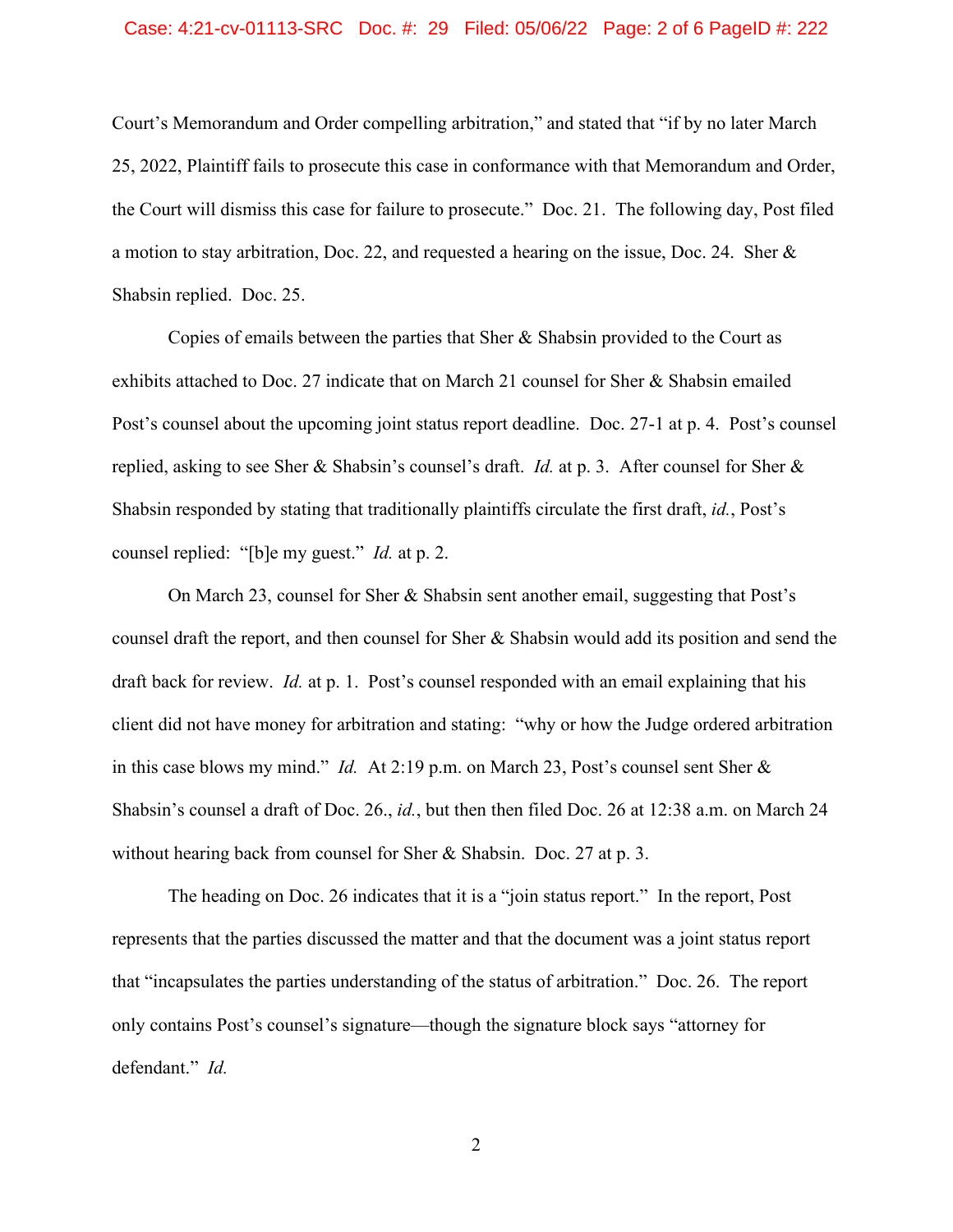Court's Memorandum and Order compelling arbitration," and stated that "if by no later March 25, 2022, Plaintiff fails to prosecute this case in conformance with that Memorandum and Order, the Court will dismiss this case for failure to prosecute." Doc. 21. The following day, Post filed a motion to stay arbitration, Doc. 22, and requested a hearing on the issue, Doc. 24. Sher & Shabsin replied. Doc. 25.

Copies of emails between the parties that Sher & Shabsin provided to the Court as exhibits attached to Doc. 27 indicate that on March 21 counsel for Sher & Shabsin emailed Post's counsel about the upcoming joint status report deadline. Doc. 27-1 at p. 4. Post's counsel replied, asking to see Sher & Shabsin's counsel's draft. *Id.* at p. 3. After counsel for Sher & Shabsin responded by stating that traditionally plaintiffs circulate the first draft, *id.*, Post's counsel replied: "[b]e my guest." *Id.* at p. 2.

On March 23, counsel for Sher & Shabsin sent another email, suggesting that Post's counsel draft the report, and then counsel for Sher & Shabsin would add its position and send the draft back for review. *Id.* at p. 1. Post's counsel responded with an email explaining that his client did not have money for arbitration and stating: "why or how the Judge ordered arbitration in this case blows my mind." *Id.* At 2:19 p.m. on March 23, Post's counsel sent Sher & Shabsin's counsel a draft of Doc. 26., *id.*, but then then filed Doc. 26 at 12:38 a.m. on March 24 without hearing back from counsel for Sher & Shabsin. Doc. 27 at p. 3.

The heading on Doc. 26 indicates that it is a "join status report." In the report, Post represents that the parties discussed the matter and that the document was a joint status report that "incapsulates the parties understanding of the status of arbitration." Doc. 26. The report only contains Post's counsel's signature—though the signature block says "attorney for defendant." *Id.*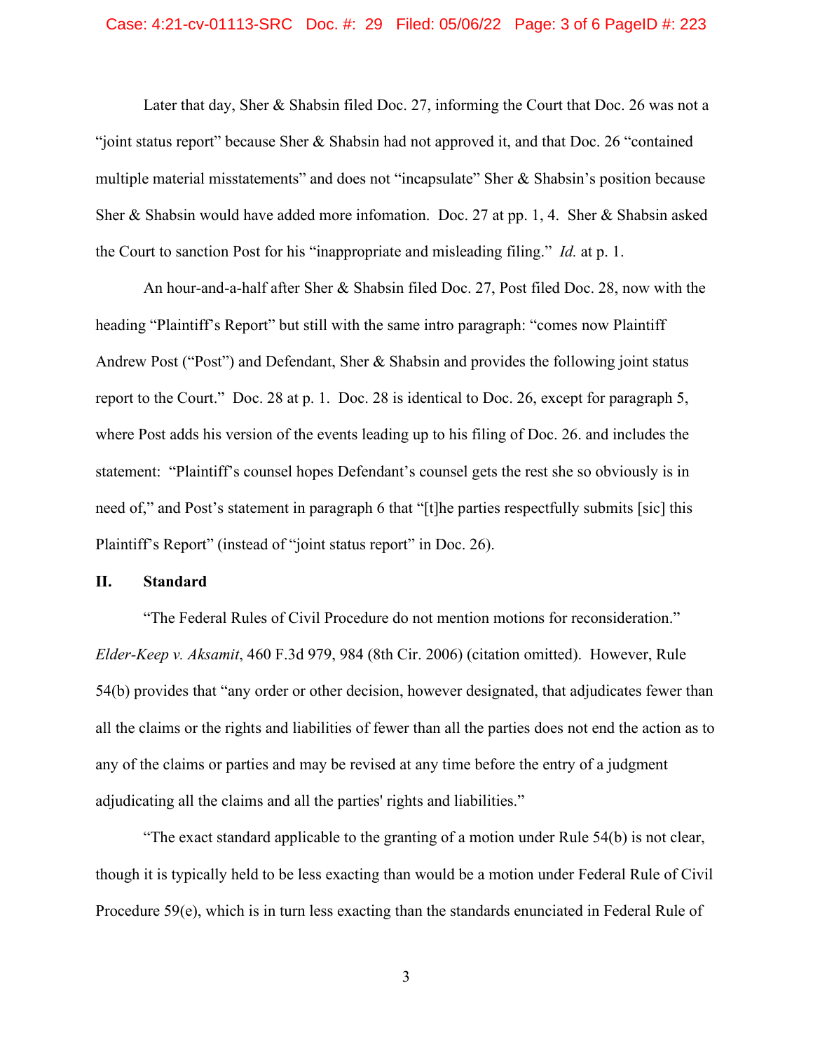Later that day, Sher & Shabsin filed Doc. 27, informing the Court that Doc. 26 was not a "joint status report" because Sher & Shabsin had not approved it, and that Doc. 26 "contained multiple material misstatements" and does not "incapsulate" Sher & Shabsin's position because Sher & Shabsin would have added more infomation. Doc. 27 at pp. 1, 4. Sher & Shabsin asked the Court to sanction Post for his "inappropriate and misleading filing." *Id.* at p. 1.

An hour-and-a-half after Sher & Shabsin filed Doc. 27, Post filed Doc. 28, now with the heading "Plaintiff's Report" but still with the same intro paragraph: "comes now Plaintiff Andrew Post ("Post") and Defendant, Sher & Shabsin and provides the following joint status report to the Court." Doc. 28 at p. 1. Doc. 28 is identical to Doc. 26, except for paragraph 5, where Post adds his version of the events leading up to his filing of Doc. 26. and includes the statement: "Plaintiff's counsel hopes Defendant's counsel gets the rest she so obviously is in need of," and Post's statement in paragraph 6 that "[t]he parties respectfully submits [sic] this Plaintiff's Report" (instead of "joint status report" in Doc. 26).

## II. Standard

"The Federal Rules of Civil Procedure do not mention motions for reconsideration." *Elder-Keep v. Aksamit*, 460 F.3d 979, 984 (8th Cir. 2006) (citation omitted). However, Rule 54(b) provides that "any order or other decision, however designated, that adjudicates fewer than all the claims or the rights and liabilities of fewer than all the parties does not end the action as to any of the claims or parties and may be revised at any time before the entry of a judgment adjudicating all the claims and all the parties' rights and liabilities."

"The exact standard applicable to the granting of a motion under Rule 54(b) is not clear, though it is typically held to be less exacting than would be a motion under Federal Rule of Civil Procedure 59(e), which is in turn less exacting than the standards enunciated in Federal Rule of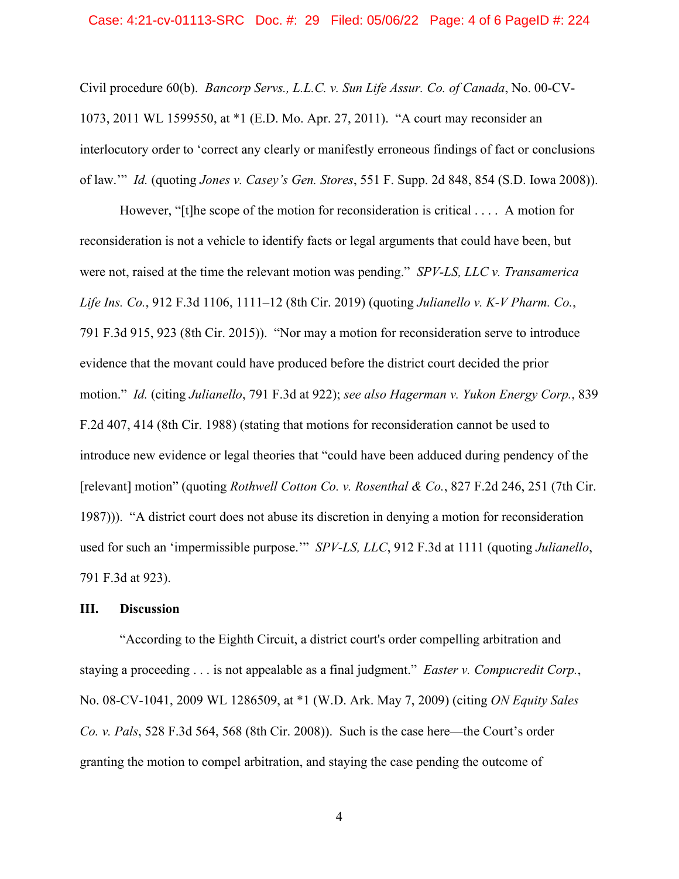Civil procedure 60(b). *Bancorp Servs., L.L.C. v. Sun Life Assur. Co. of Canada*, No. 00-CV-1073, 2011 WL 1599550, at *1 (E.D. Mo. Apr. 27, 2011). "A court may reconsider an interlocutory order to 'correct any clearly or manifestly erroneous findings of fact or conclusions of law.'" *Id.* (quoting *Jones v. Casey's Gen. Stores*, 551 F. Supp. 2d 848, 854 (S.D. Iowa 2008)).

However, "[t]he scope of the motion for reconsideration is critical . . . . A motion for reconsideration is not a vehicle to identify facts or legal arguments that could have been, but were not, raised at the time the relevant motion was pending." *SPV-LS, LLC v. Transamerica Life Ins. Co.*, 912 F.3d 1106, 1111–12 (8th Cir. 2019) (quoting *Julianello v. K-V Pharm. Co.*, 791 F.3d 915, 923 (8th Cir. 2015)). "Nor may a motion for reconsideration serve to introduce evidence that the movant could have produced before the district court decided the prior motion." *Id.* (citing *Julianello*, 791 F.3d at 922); *see also Hagerman v. Yukon Energy Corp.*, 839 F.2d 407, 414 (8th Cir. 1988) (stating that motions for reconsideration cannot be used to introduce new evidence or legal theories that "could have been adduced during pendency of the [relevant] motion" (quoting *Rothwell Cotton Co. v. Rosenthal & Co.*, 827 F.2d 246, 251 (7th Cir. 1987))). "A district court does not abuse its discretion in denying a motion for reconsideration used for such an 'impermissible purpose.'" *SPV-LS, LLC*, 912 F.3d at 1111 (quoting *Julianello*, 791 F.3d at 923).

## III. Discussion

"According to the Eighth Circuit, a district court's order compelling arbitration and staying a proceeding . . . is not appealable as a final judgment." *Easter v. Compucredit Corp.*, No. 08-CV-1041, 2009 WL 1286509, at *1 (W.D. Ark. May 7, 2009) (citing *ON Equity Sales Co. v. Pals*, 528 F.3d 564, 568 (8th Cir. 2008)). Such is the case here—the Court's order granting the motion to compel arbitration, and staying the case pending the outcome of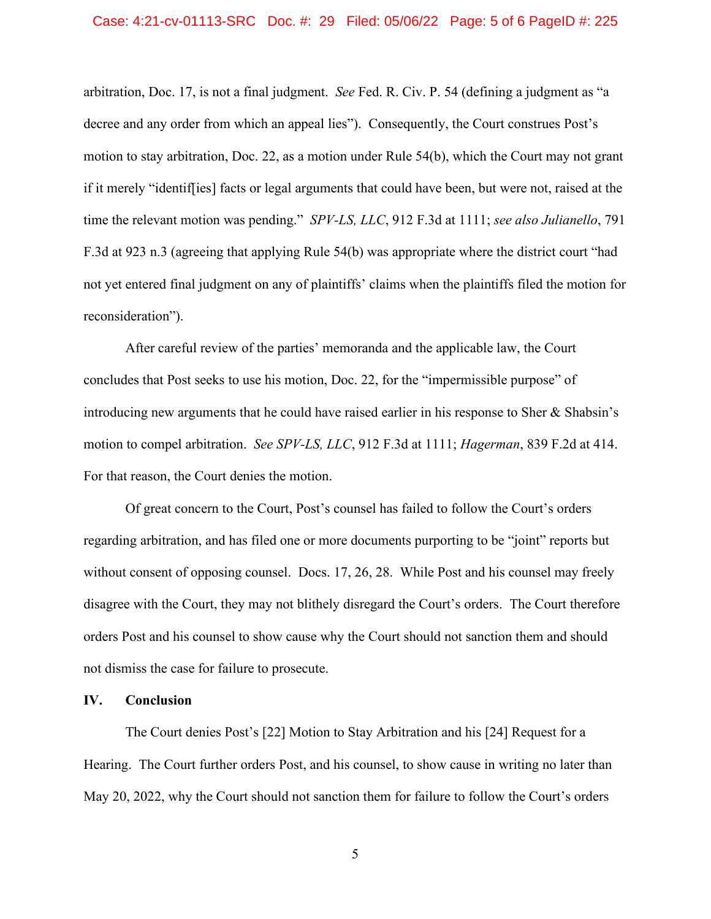arbitration, Doc. 17, is not a final judgment. *See* Fed. R. Civ. P. 54 (defining a judgment as "a decree and any order from which an appeal lies"). Consequently, the Court construes Post's motion to stay arbitration, Doc. 22, as a motion under Rule 54(b), which the Court may not grant if it merely "identif[ies] facts or legal arguments that could have been, but were not, raised at the time the relevant motion was pending." *SPV-LS, LLC*, 912 F.3d at 1111; *see also Julianello*, 791 F.3d at 923 n.3 (agreeing that applying Rule 54(b) was appropriate where the district court "had not yet entered final judgment on any of plaintiffs' claims when the plaintiffs filed the motion for reconsideration").

After careful review of the parties' memoranda and the applicable law, the Court concludes that Post seeks to use his motion, Doc. 22, for the "impermissible purpose" of introducing new arguments that he could have raised earlier in his response to Sher & Shabsin's motion to compel arbitration. *See SPV-LS, LLC*, 912 F.3d at 1111; *Hagerman*, 839 F.2d at 414. For that reason, the Court denies the motion.

Of great concern to the Court, Post's counsel has failed to follow the Court's orders regarding arbitration, and has filed one or more documents purporting to be "joint" reports but without consent of opposing counsel. Docs. 17, 26, 28. While Post and his counsel may freely disagree with the Court, they may not blithely disregard the Court's orders. The Court therefore orders Post and his counsel to show cause why the Court should not sanction them and should not dismiss the case for failure to prosecute.

## IV. Conclusion

The Court denies Post's [22] Motion to Stay Arbitration and his [24] Request for a Hearing. The Court further orders Post, and his counsel, to show cause in writing no later than May 20, 2022, why the Court should not sanction them for failure to follow the Court's orders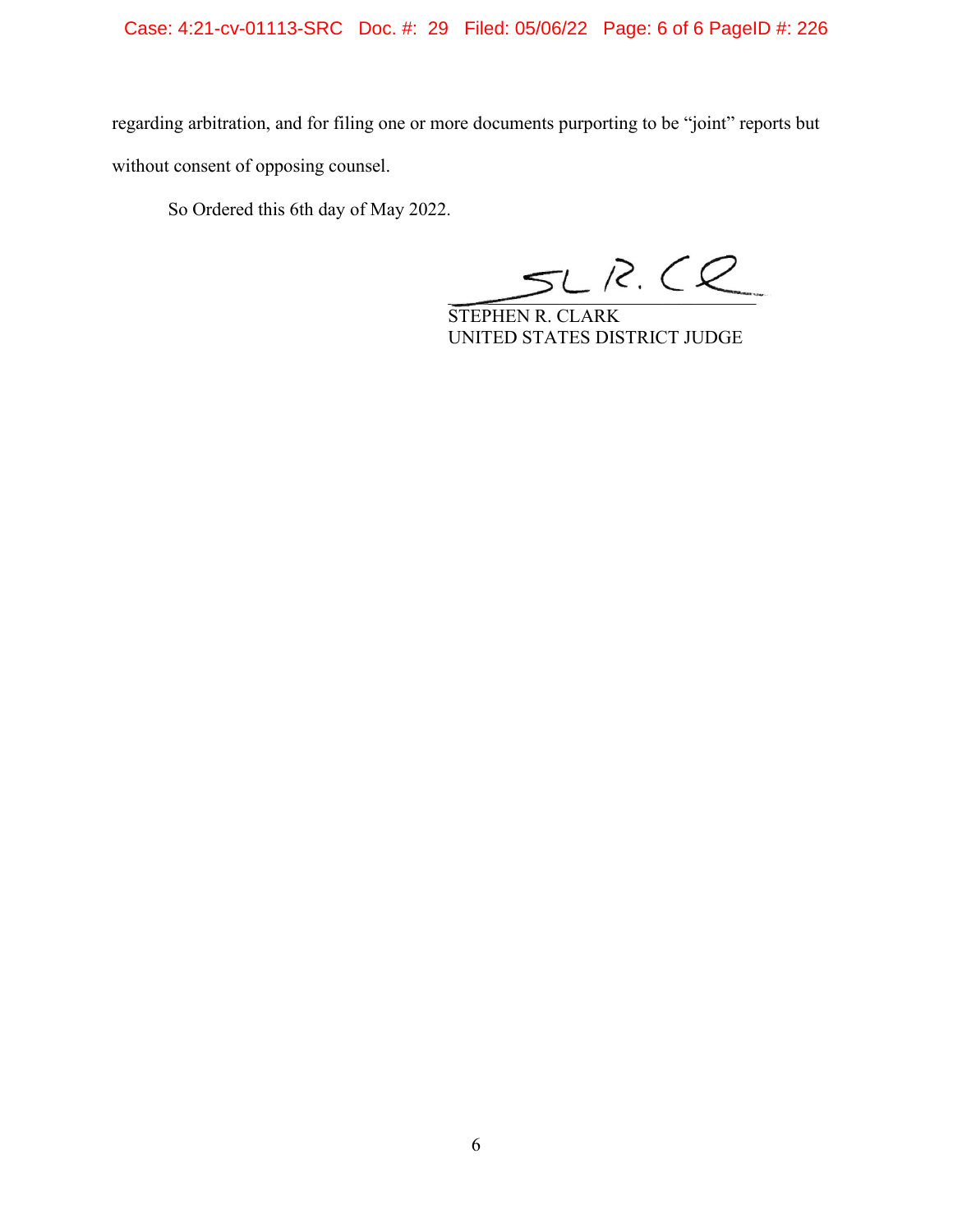regarding arbitration, and for filing one or more documents purporting to be "joint" reports but without consent of opposing counsel.

So Ordered this 6th day of May 2022.

STEPHEN R. CLARK
UNITED STATES DISTRICT JUDGE